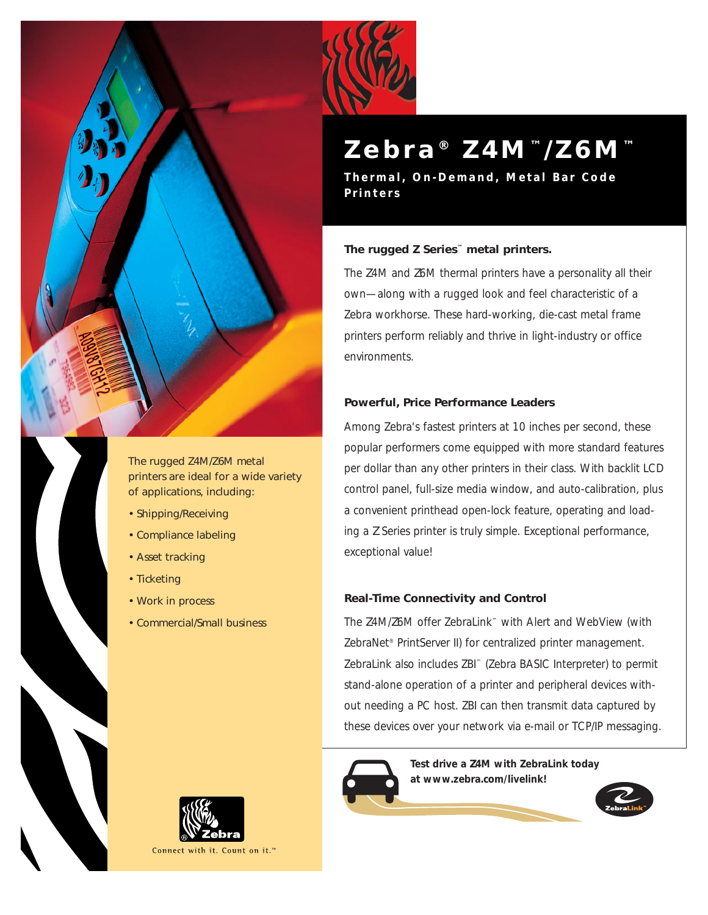# Zebra® Z4M™/Z6M™

**Thermal, On-Demand, Metal Bar Code Printers**

### The rugged Z Series™ metal printers.

The Z4M and Z6M thermal printers have a personality all their own—along with a rugged look and feel characteristic of a Zebra workhorse. These hard-working, die-cast metal frame printers perform reliably and thrive in light-industry or office environments.

### Powerful, Price Performance Leaders

Among Zebra's fastest printers at 10 inches per second, these popular performers come equipped with more standard features per dollar than any other printers in their class. With backlit LCD control panel, full-size media window, and auto-calibration, plus a convenient printhead open-lock feature, operating and loading a Z Series printer is truly simple. Exceptional performance, exceptional value!

### Real-Time Connectivity and Control

The Z4M/Z6M offer ZebraLink™ with Alert and WebView (with ZebraNet® PrintServer II) for centralized printer management. ZebraLink also includes ZBI™ (Zebra BASIC Interpreter) to permit stand-alone operation of a printer and peripheral devices without needing a PC host. ZBI can then transmit data captured by these devices over your network via e-mail or TCP/IP messaging.

**Test drive a Z4M with ZebraLink today at www.zebra.com/livelink!**

The rugged Z4M/Z6M metal printers are ideal for a wide variety of applications, including:

- Shipping/Receiving
- Compliance labeling
- Asset tracking
- Ticketing
- Work in process
- Commercial/Small business

Connect with it. Count on it.™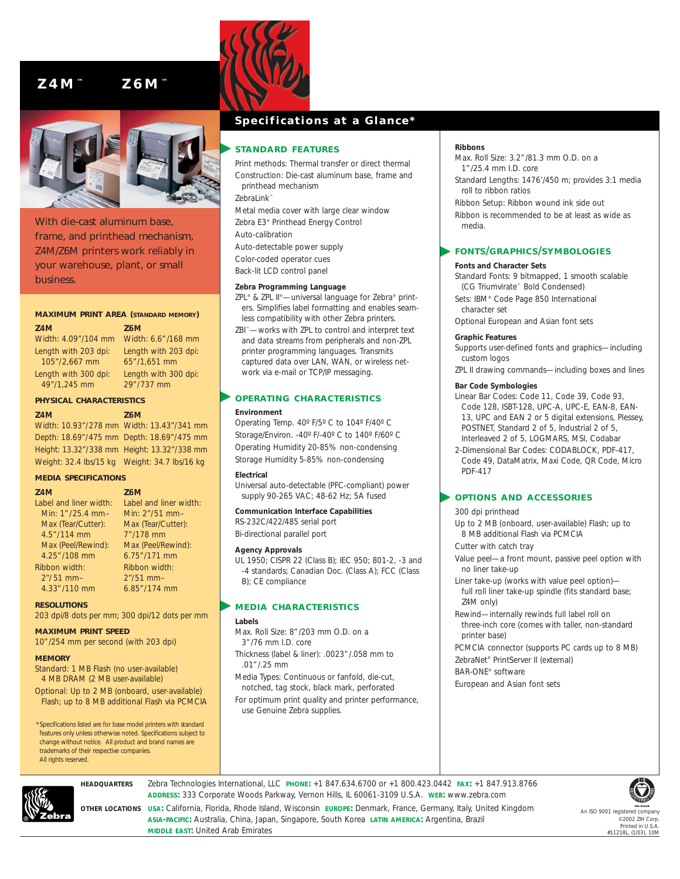# Z4M™ Z6M™

With die-cast aluminum base, frame, and printhead mechanism, Z4M/Z6M printers work reliably in your warehouse, plant, or small business.

### MAXIMUM PRINT AREA (STANDARD MEMORY)

| Z4M | Z6M |
|---|---|
| Width: 4.09"/104 mm | Width: 6.6"/168 mm |
| Length with 203 dpi: 105"/2,667 mm | Length with 203 dpi: 65"/1,651 mm |
| Length with 300 dpi: 49"/1,245 mm | Length with 300 dpi: 29"/737 mm |

### PHYSICAL CHARACTERISTICS

| Z4M | Z6M |
|---|---|
| Width: 10.93"/278 mm | Width: 13.43"/341 mm |
| Depth: 18.69"/475 mm | Depth: 18.69"/475 mm |
| Height: 13.32"/338 mm | Height: 13.32"/338 mm |
| Weight: 32.4 lbs/15 kg | Weight: 34.7 lbs/16 kg |

### MEDIA SPECIFICATIONS

| Z4M | Z6M |
|---|---|
| Label and liner width: | Label and liner width: |
| Min: 1"/25.4 mm– | Min: 2"/51 mm– |
| Max (Tear/Cutter): 4.5"/114 mm | Max (Tear/Cutter): 7"/178 mm |
| Max (Peel/Rewind): 4.25"/108 mm | Max (Peel/Rewind): 6.75"/171 mm |
| Ribbon width: 2"/51 mm– 4.33"/110 mm | Ribbon width: 2"/51 mm– 6.85"/174 mm |

### RESOLUTIONS

203 dpi/8 dots per mm; 300 dpi/12 dots per mm

### MAXIMUM PRINT SPEED

10"/254 mm per second (with 203 dpi)

### MEMORY

Standard: 1 MB Flash (no user-available) 4 MB DRAM (2 MB user-available)

Optional: Up to 2 MB (onboard, user-available) Flash; up to 8 MB additional Flash via PCMCIA

*Specifications listed are for base model printers with standard features only unless otherwise noted. Specifications subject to change without notice. All product and brand names are trademarks of their respective companies. All rights reserved.

## Specifications at a Glance*

### STANDARD FEATURES

Print methods: Thermal transfer or direct thermal

Construction: Die-cast aluminum base, frame and printhead mechanism

ZebraLink™

Metal media cover with large clear window

Zebra E3® Printhead Energy Control

Auto-calibration

Auto-detectable power supply

Color-coded operator cues

Back-lit LCD control panel

**Zebra Programming Language**

ZPL® & ZPL II®—universal language for Zebra® printers. Simplifies label formatting and enables seamless compatibility with other Zebra printers.

ZBI™—works with ZPL to control and interpret text and data streams from peripherals and non-ZPL printer programming languages. Transmits captured data over LAN, WAN, or wireless network via e-mail or TCP/IP messaging.

### OPERATING CHARACTERISTICS

**Environment**

Operating Temp. 40º F/5º C to 104º F/40º C

Storage/Environ. -40º F/-40º C to 140º F/60º C

Operating Humidity 20-85% non-condensing

Storage Humidity 5-85% non-condensing

**Electrical**

Universal auto-detectable (PFC-compliant) power supply 90-265 VAC; 48-62 Hz; 5A fused

**Communication Interface Capabilities**

RS-232C/422/485 serial port

Bi-directional parallel port

**Agency Approvals**

UL 1950; CISPR 22 (Class B); IEC 950; 801-2, -3 and -4 standards; Canadian Doc. (Class A); FCC (Class B); CE compliance

### MEDIA CHARACTERISTICS

**Labels**

Max. Roll Size: 8"/203 mm O.D. on a 3"/76 mm I.D. core

Thickness (label & liner): .0023"/.058 mm to .01"/.25 mm

Media Types: Continuous or fanfold, die-cut, notched, tag stock, black mark, perforated

For optimum print quality and printer performance, use Genuine Zebra supplies.

**Ribbons**

Max. Roll Size: 3.2"/81.3 mm O.D. on a 1"/25.4 mm I.D. core

Standard Lengths: 1476'/450 m; provides 3:1 media roll to ribbon ratios

Ribbon Setup: Ribbon wound ink side out

Ribbon is recommended to be at least as wide as media.

### FONTS/GRAPHICS/SYMBOLOGIES

**Fonts and Character Sets**

Standard Fonts: 9 bitmapped, 1 smooth scalable (CG Triumvirate™ Bold Condensed)

Sets: IBM® Code Page 850 International character set

Optional European and Asian font sets

**Graphic Features**

Supports user-defined fonts and graphics—including custom logos

ZPL II drawing commands—including boxes and lines

**Bar Code Symbologies**

Linear Bar Codes: Code 11, Code 39, Code 93, Code 128, ISBT-128, UPC-A, UPC-E, EAN-8, EAN-13, UPC and EAN 2 or 5 digital extensions, Plessey, POSTNET, Standard 2 of 5, Industrial 2 of 5, Interleaved 2 of 5, LOGMARS, MSI, Codabar

2-Dimensional Bar Codes: CODABLOCK, PDF-417, Code 49, DataMatrix, Maxi Code, QR Code, Micro PDF-417

### OPTIONS AND ACCESSORIES

300 dpi printhead

Up to 2 MB (onboard, user-available) Flash; up to 8 MB additional Flash via PCMCIA

Cutter with catch tray

Value peel—a front mount, passive peel option with no liner take-up

Liner take-up (works with value peel option)—full roll liner take-up spindle (fits standard base; Z4M only)

Rewind—internally rewinds full label roll on three-inch core (comes with taller, non-standard printer base)

PCMCIA connector (supports PC cards up to 8 MB)

ZebraNet® PrintServer II (external)

BAR-ONE® software

European and Asian font sets

---

**HEADQUARTERS** Zebra Technologies International, LLC **PHONE:** +1 847.634.6700 or +1 800.423.0442 **FAX:** +1 847.913.8766 **ADDRESS:** 333 Corporate Woods Parkway, Vernon Hills, IL 60061-3109 U.S.A. **WEB:** www.zebra.com

**OTHER LOCATIONS** **USA:** California, Florida, Rhode Island, Wisconsin **EUROPE:** Denmark, France, Germany, Italy, United Kingdom **ASIA-PACIFIC:** Australia, China, Japan, Singapore, South Korea **LATIN AMERICA:** Argentina, Brazil **MIDDLE EAST:** United Arab Emirates

An ISO 9001 registered company
©2002 ZIH Corp.
Printed in U.S.A.
#11218L, (1/03), 10M